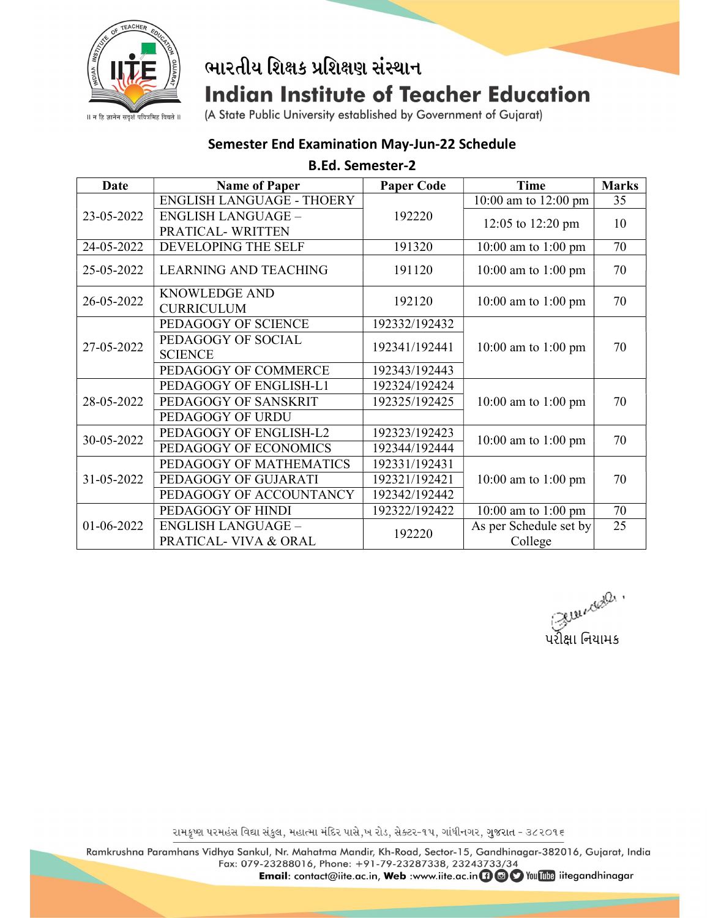# ભારતીય શિક્ષક પ્રશિક્ષણ સંસ્થાન

# Indian Institute of Teacher Education

(A State Public University established by Government of Gujarat)

॥ न हि ज्ञानेन सदृशं पवित्रमिह विद्यते ॥

## Semester End Examination May-Jun-22 Schedule

### B.Ed. Semester-2

| Date | Name of Paper | Paper Code | Time | Marks |
|---|---|---|---|---|
| 23-05-2022 | ENGLISH LANGUAGE - THOERY | 192220 | 10:00 am to 12:00 pm | 35 |
| | ENGLISH LANGUAGE – PRATICAL- WRITTEN | | 12:05 to 12:20 pm | 10 |
| 24-05-2022 | DEVELOPING THE SELF | 191320 | 10:00 am to 1:00 pm | 70 |
| 25-05-2022 | LEARNING AND TEACHING | 191120 | 10:00 am to 1:00 pm | 70 |
| 26-05-2022 | KNOWLEDGE AND CURRICULUM | 192120 | 10:00 am to 1:00 pm | 70 |
| 27-05-2022 | PEDAGOGY OF SCIENCE | 192332/192432 | 10:00 am to 1:00 pm | 70 |
| | PEDAGOGY OF SOCIAL SCIENCE | 192341/192441 | | |
| | PEDAGOGY OF COMMERCE | 192343/192443 | | |
| 28-05-2022 | PEDAGOGY OF ENGLISH-L1 | 192324/192424 | 10:00 am to 1:00 pm | 70 |
| | PEDAGOGY OF SANSKRIT | 192325/192425 | | |
| | PEDAGOGY OF URDU | | | |
| 30-05-2022 | PEDAGOGY OF ENGLISH-L2 | 192323/192423 | 10:00 am to 1:00 pm | 70 |
| | PEDAGOGY OF ECONOMICS | 192344/192444 | | |
| 31-05-2022 | PEDAGOGY OF MATHEMATICS | 192331/192431 | 10:00 am to 1:00 pm | 70 |
| | PEDAGOGY OF GUJARATI | 192321/192421 | | |
| | PEDAGOGY OF ACCOUNTANCY | 192342/192442 | | |
| 01-06-2022 | PEDAGOGY OF HINDI | 192322/192422 | 10:00 am to 1:00 pm | 70 |
| | ENGLISH LANGUAGE – PRATICAL- VIVA & ORAL | 192220 | As per Schedule set by College | 25 |

પરીક્ષા નિયામક

રામકૃષ્ણ પરમહંસ વિદ્યા સંકુલ, મહાત્મા મંદિર પાસે, ખ રોડ, સેક્ટર-૧૫, ગાંધીનગર, ગુજરાત - ૩૮૨૦૧૬

Ramkrushna Paramhans Vidhya Sankul, Nr. Mahatma Mandir, Kh-Road, Sector-15, Gandhinagar-382016, Gujarat, India
Fax: 079-23288016, Phone: +91-79-23287338, 23243733/34
**Email**: contact@iite.ac.in, **Web** :www.iite.ac.in iitegandhinagar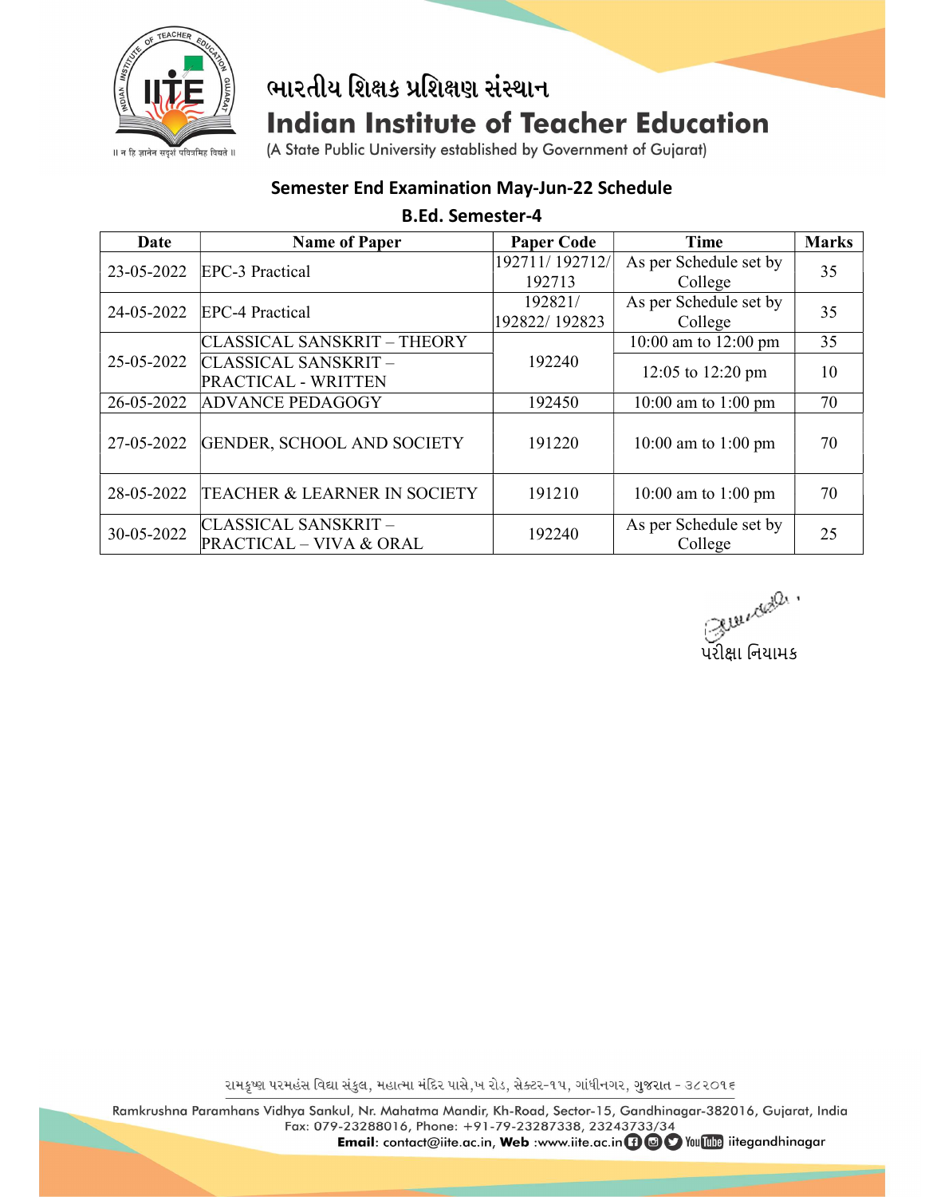ભારતીય શિક્ષક પ્રશિક્ષણ સંસ્થાન

# Indian Institute of Teacher Education

(A State Public University established by Government of Gujarat)

## Semester End Examination May-Jun-22 Schedule

### B.Ed. Semester-4

| Date | Name of Paper | Paper Code | Time | Marks |
|---|---|---|---|---|
| 23-05-2022 | EPC-3 Practical | 192711/ 192712/ 192713 | As per Schedule set by College | 35 |
| 24-05-2022 | EPC-4 Practical | 192821/ 192822/ 192823 | As per Schedule set by College | 35 |
| 25-05-2022 | CLASSICAL SANSKRIT – THEORY | 192240 | 10:00 am to 12:00 pm | 35 |
| | CLASSICAL SANSKRIT – PRACTICAL - WRITTEN | | 12:05 to 12:20 pm | 10 |
| 26-05-2022 | ADVANCE PEDAGOGY | 192450 | 10:00 am to 1:00 pm | 70 |
| 27-05-2022 | GENDER, SCHOOL AND SOCIETY | 191220 | 10:00 am to 1:00 pm | 70 |
| 28-05-2022 | TEACHER & LEARNER IN SOCIETY | 191210 | 10:00 am to 1:00 pm | 70 |
| 30-05-2022 | CLASSICAL SANSKRIT – PRACTICAL – VIVA & ORAL | 192240 | As per Schedule set by College | 25 |

પરીક્ષા નિયામક

રામકૃષ્ણ પરમહંસ વિદ્યા સંકુલ, મહાત્મા મંદિર પાસે, ખ રોડ, સેક્ટર-૧૫, ગાંધીનગર, ગુજરાત - ૩૮૨૦૧૬

Ramkrushna Paramhans Vidhya Sankul, Nr. Mahatma Mandir, Kh-Road, Sector-15, Gandhinagar-382016, Gujarat, India
Fax: 079-23288016, Phone: +91-79-23287338, 23243733/34
**Email**: contact@iite.ac.in, **Web** :www.iite.ac.in iitegandhinagar